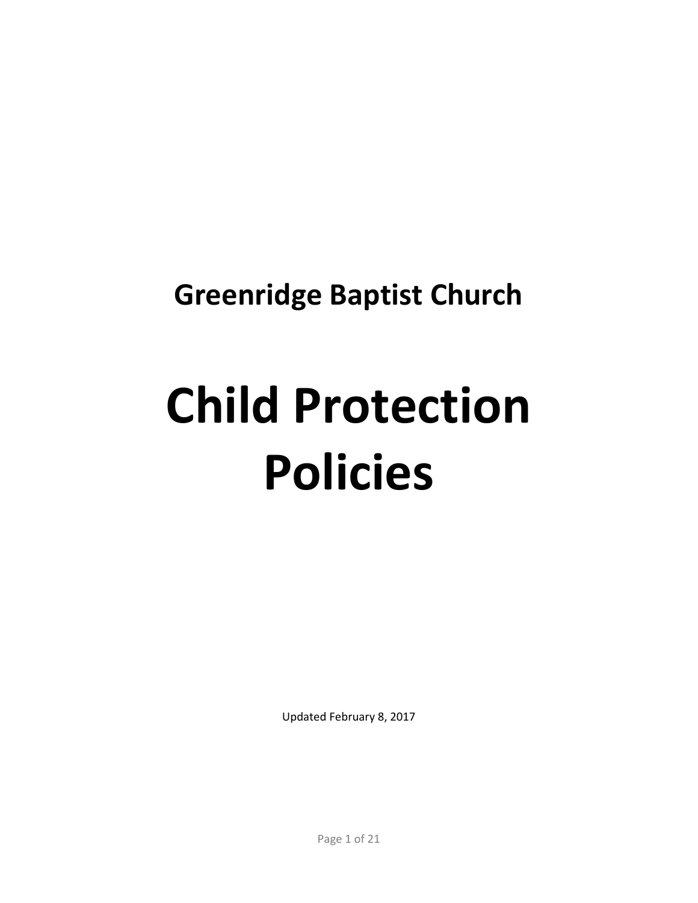## Greenridge Baptist Church

# Child Protection Policies

Updated February 8, 2017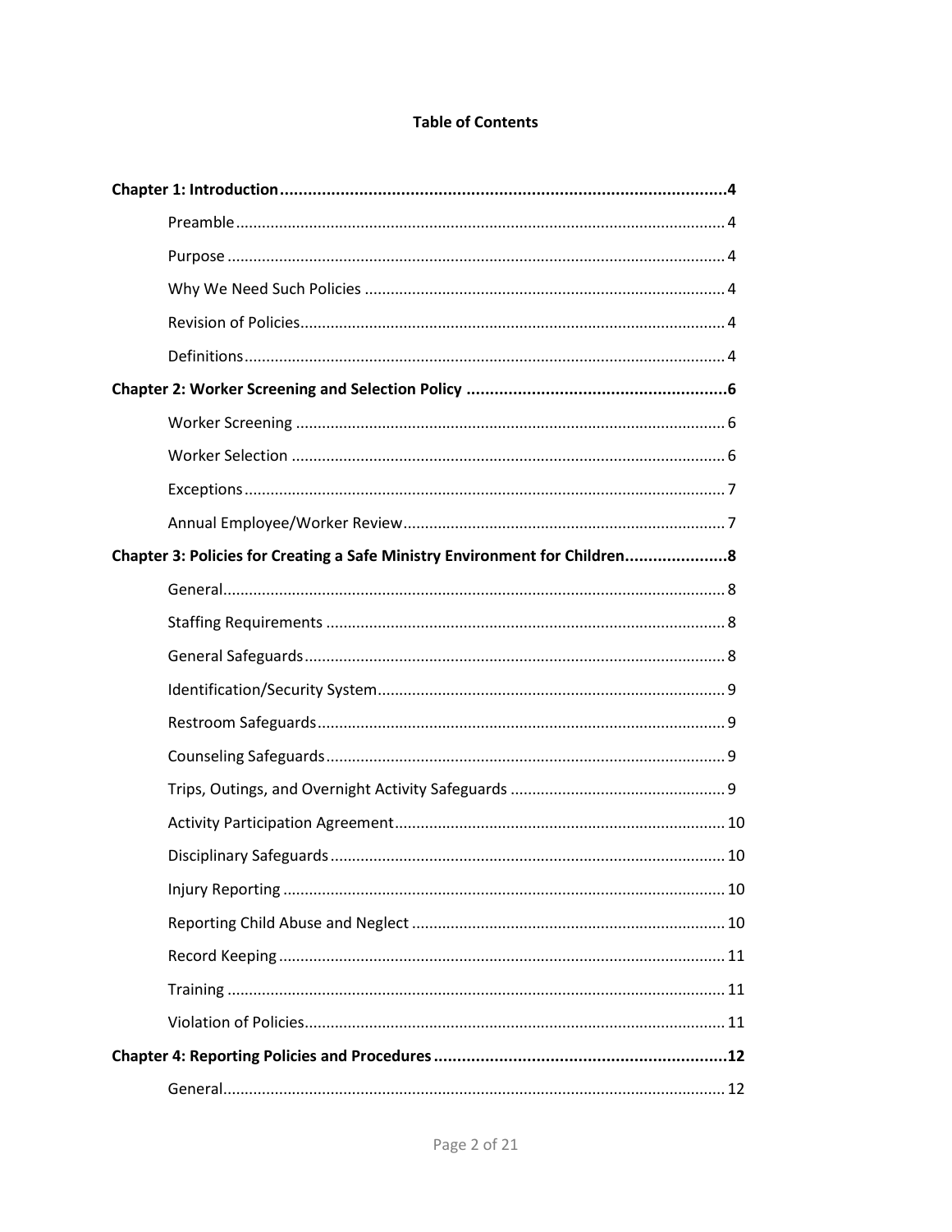**Table of Contents**

**Chapter 1: Introduction .......................................................................................... 4**

- Preamble ................................................................................................ 4
- Purpose ................................................................................................. 4
- Why We Need Such Policies ................................................................... 4
- Revision of Policies................................................................................. 4
- Definitions.............................................................................................. 4

**Chapter 2: Worker Screening and Selection Policy ............................................... 6**

- Worker Screening ................................................................................... 6
- Worker Selection .................................................................................... 6
- Exceptions............................................................................................... 7
- Annual Employee/Worker Review.......................................................... 7

**Chapter 3: Policies for Creating a Safe Ministry Environment for Children.................... 8**

- General.................................................................................................... 8
- Staffing Requirements ............................................................................ 8
- General Safeguards................................................................................. 8
- Identification/Security System................................................................ 9
- Restroom Safeguards.............................................................................. 9
- Counseling Safeguards............................................................................ 9
- Trips, Outings, and Overnight Activity Safeguards .................................. 9
- Activity Participation Agreement............................................................ 10
- Disciplinary Safeguards........................................................................... 10
- Injury Reporting ...................................................................................... 10
- Reporting Child Abuse and Neglect ........................................................ 10
- Record Keeping ....................................................................................... 11
- Training ................................................................................................... 11
- Violation of Policies................................................................................. 11

**Chapter 4: Reporting Policies and Procedures .................................................... 12**

- General.................................................................................................... 12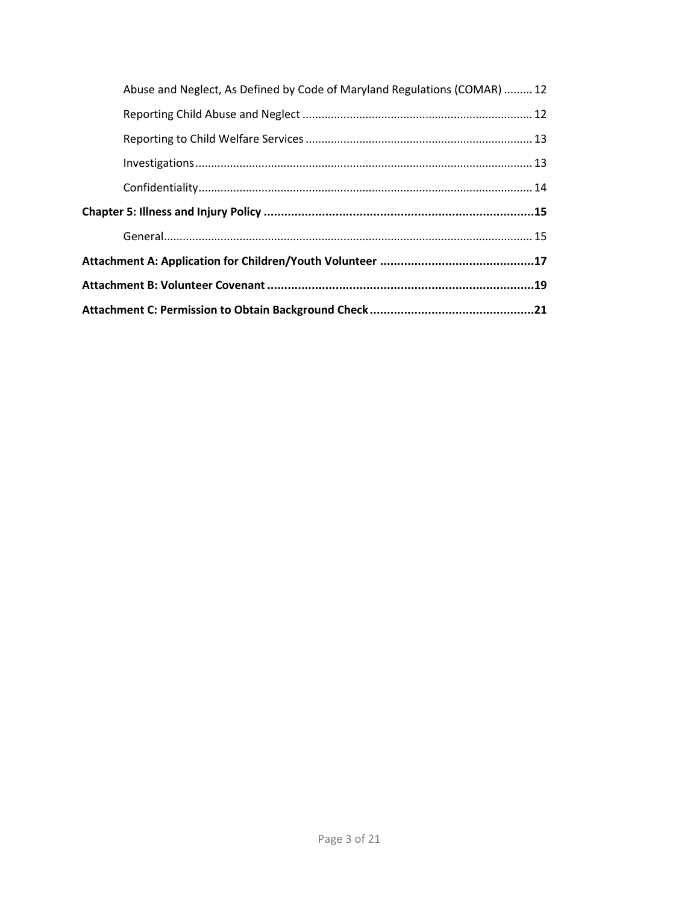Abuse and Neglect, As Defined by Code of Maryland Regulations (COMAR) ......... 12

Reporting Child Abuse and Neglect ........................................................................ 12

Reporting to Child Welfare Services ....................................................................... 13

Investigations .......................................................................................................... 13

Confidentiality ......................................................................................................... 14

**Chapter 5: Illness and Injury Policy ..............................................................................15**

General .................................................................................................................... 15

**Attachment A: Application for Children/Youth Volunteer ............................................17**

**Attachment B: Volunteer Covenant ..............................................................................19**

**Attachment C: Permission to Obtain Background Check ...............................................21**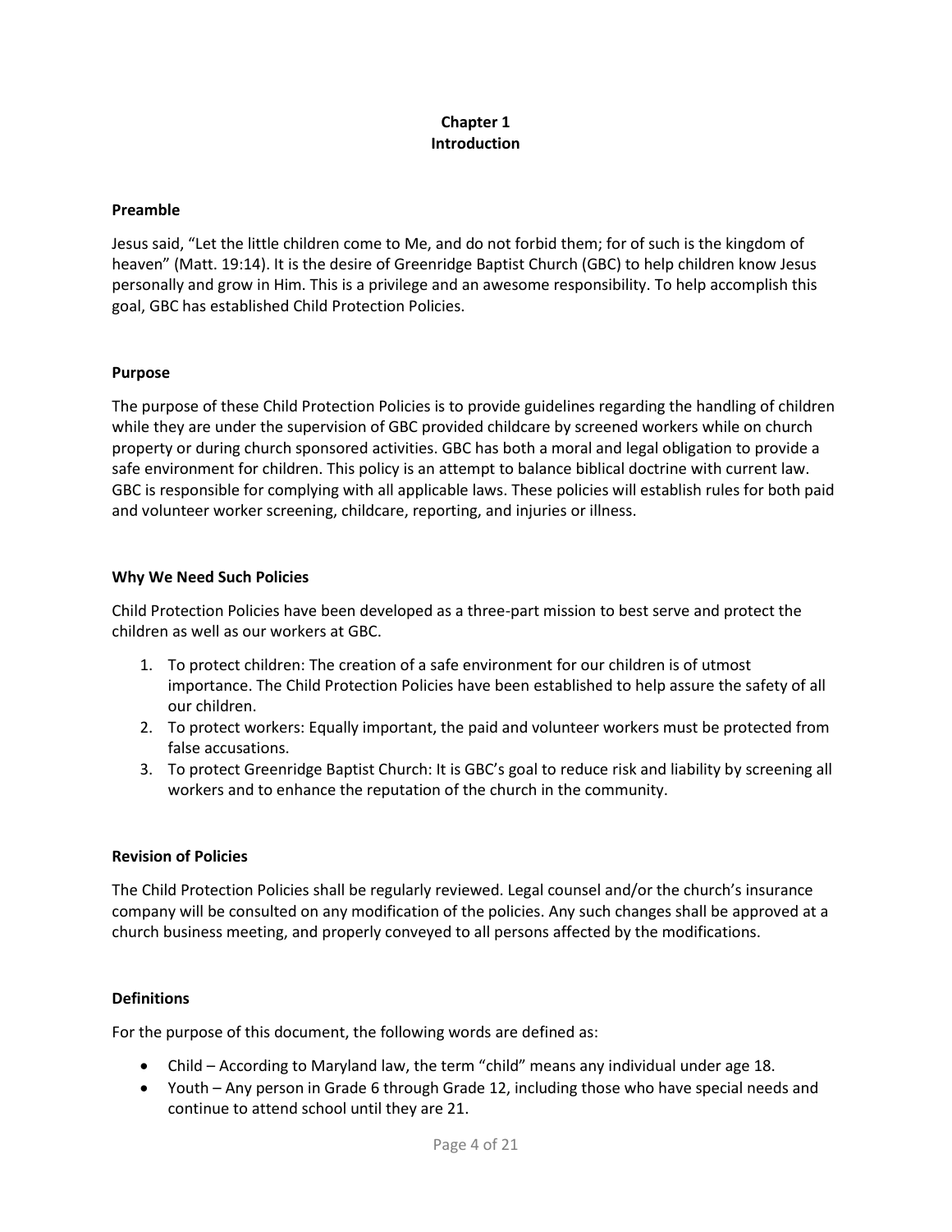# Chapter 1
# Introduction

### Preamble

Jesus said, "Let the little children come to Me, and do not forbid them; for of such is the kingdom of heaven" (Matt. 19:14). It is the desire of Greenridge Baptist Church (GBC) to help children know Jesus personally and grow in Him. This is a privilege and an awesome responsibility. To help accomplish this goal, GBC has established Child Protection Policies.

### Purpose

The purpose of these Child Protection Policies is to provide guidelines regarding the handling of children while they are under the supervision of GBC provided childcare by screened workers while on church property or during church sponsored activities. GBC has both a moral and legal obligation to provide a safe environment for children. This policy is an attempt to balance biblical doctrine with current law. GBC is responsible for complying with all applicable laws. These policies will establish rules for both paid and volunteer worker screening, childcare, reporting, and injuries or illness.

### Why We Need Such Policies

Child Protection Policies have been developed as a three-part mission to best serve and protect the children as well as our workers at GBC.

1. To protect children: The creation of a safe environment for our children is of utmost importance. The Child Protection Policies have been established to help assure the safety of all our children.
2. To protect workers: Equally important, the paid and volunteer workers must be protected from false accusations.
3. To protect Greenridge Baptist Church: It is GBC's goal to reduce risk and liability by screening all workers and to enhance the reputation of the church in the community.

### Revision of Policies

The Child Protection Policies shall be regularly reviewed. Legal counsel and/or the church's insurance company will be consulted on any modification of the policies. Any such changes shall be approved at a church business meeting, and properly conveyed to all persons affected by the modifications.

### Definitions

For the purpose of this document, the following words are defined as:

- Child – According to Maryland law, the term "child" means any individual under age 18.
- Youth – Any person in Grade 6 through Grade 12, including those who have special needs and continue to attend school until they are 21.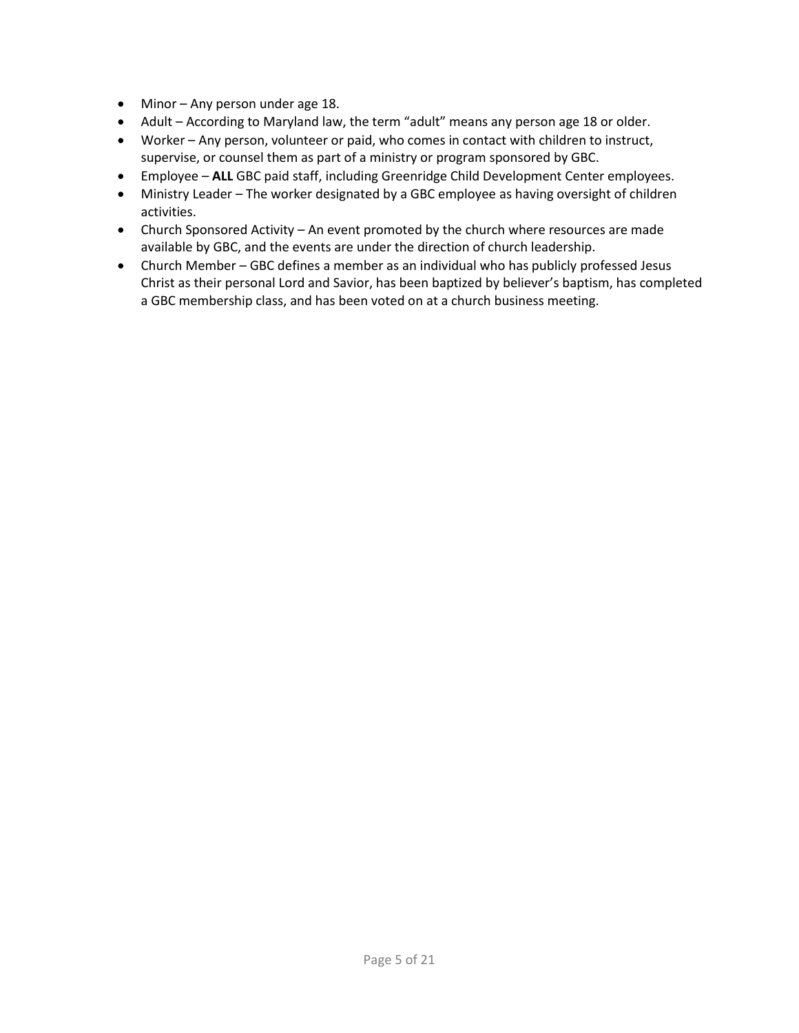- Minor – Any person under age 18.
- Adult – According to Maryland law, the term “adult” means any person age 18 or older.
- Worker – Any person, volunteer or paid, who comes in contact with children to instruct, supervise, or counsel them as part of a ministry or program sponsored by GBC.
- Employee – **ALL** GBC paid staff, including Greenridge Child Development Center employees.
- Ministry Leader – The worker designated by a GBC employee as having oversight of children activities.
- Church Sponsored Activity – An event promoted by the church where resources are made available by GBC, and the events are under the direction of church leadership.
- Church Member – GBC defines a member as an individual who has publicly professed Jesus Christ as their personal Lord and Savior, has been baptized by believer’s baptism, has completed a GBC membership class, and has been voted on at a church business meeting.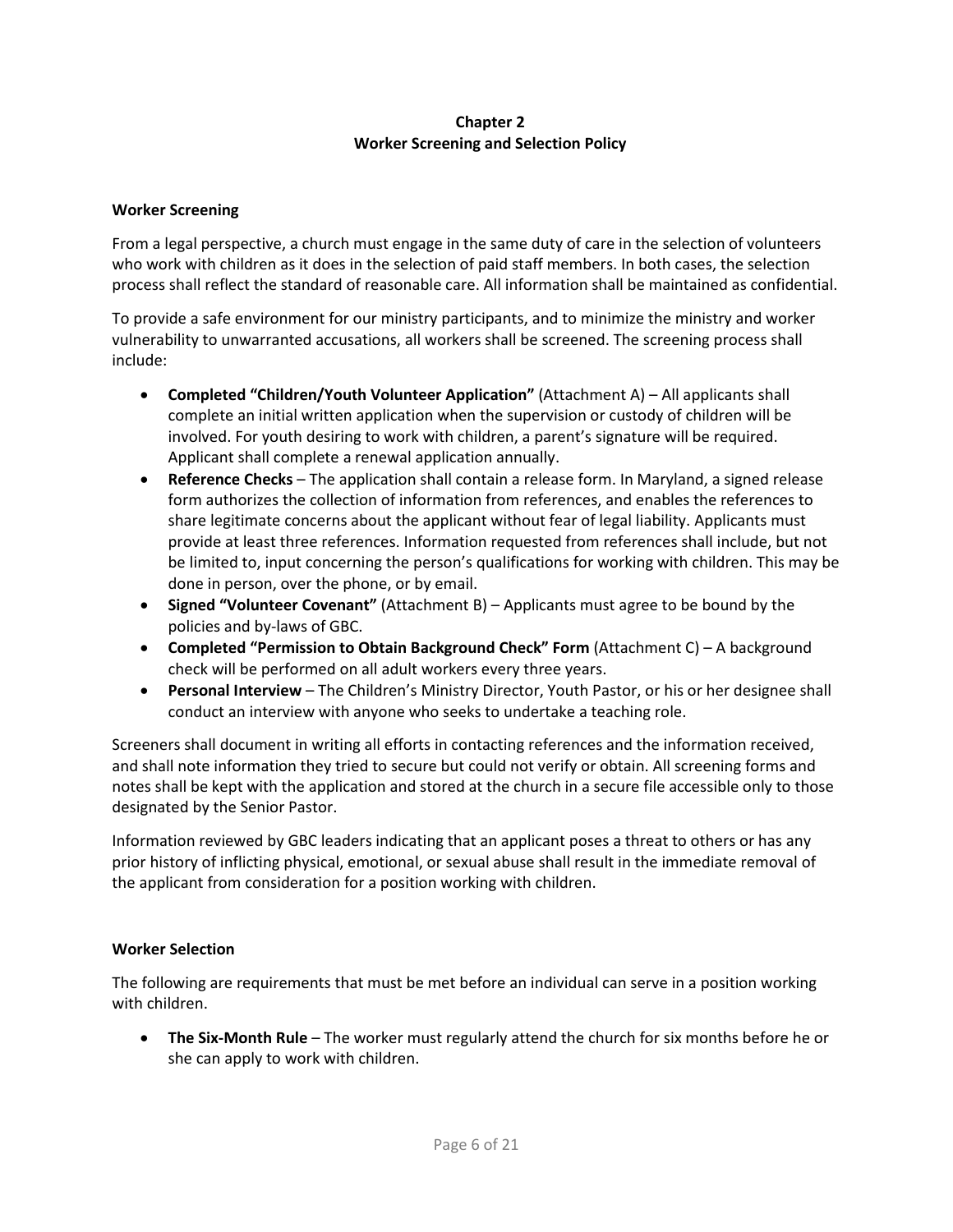## Chapter 2
## Worker Screening and Selection Policy

### Worker Screening

From a legal perspective, a church must engage in the same duty of care in the selection of volunteers who work with children as it does in the selection of paid staff members. In both cases, the selection process shall reflect the standard of reasonable care. All information shall be maintained as confidential.

To provide a safe environment for our ministry participants, and to minimize the ministry and worker vulnerability to unwarranted accusations, all workers shall be screened. The screening process shall include:

- **Completed "Children/Youth Volunteer Application"** (Attachment A) – All applicants shall complete an initial written application when the supervision or custody of children will be involved. For youth desiring to work with children, a parent's signature will be required. Applicant shall complete a renewal application annually.
- **Reference Checks** – The application shall contain a release form. In Maryland, a signed release form authorizes the collection of information from references, and enables the references to share legitimate concerns about the applicant without fear of legal liability. Applicants must provide at least three references. Information requested from references shall include, but not be limited to, input concerning the person's qualifications for working with children. This may be done in person, over the phone, or by email.
- **Signed "Volunteer Covenant"** (Attachment B) – Applicants must agree to be bound by the policies and by-laws of GBC.
- **Completed "Permission to Obtain Background Check" Form** (Attachment C) – A background check will be performed on all adult workers every three years.
- **Personal Interview** – The Children's Ministry Director, Youth Pastor, or his or her designee shall conduct an interview with anyone who seeks to undertake a teaching role.

Screeners shall document in writing all efforts in contacting references and the information received, and shall note information they tried to secure but could not verify or obtain. All screening forms and notes shall be kept with the application and stored at the church in a secure file accessible only to those designated by the Senior Pastor.

Information reviewed by GBC leaders indicating that an applicant poses a threat to others or has any prior history of inflicting physical, emotional, or sexual abuse shall result in the immediate removal of the applicant from consideration for a position working with children.

### Worker Selection

The following are requirements that must be met before an individual can serve in a position working with children.

- **The Six-Month Rule** – The worker must regularly attend the church for six months before he or she can apply to work with children.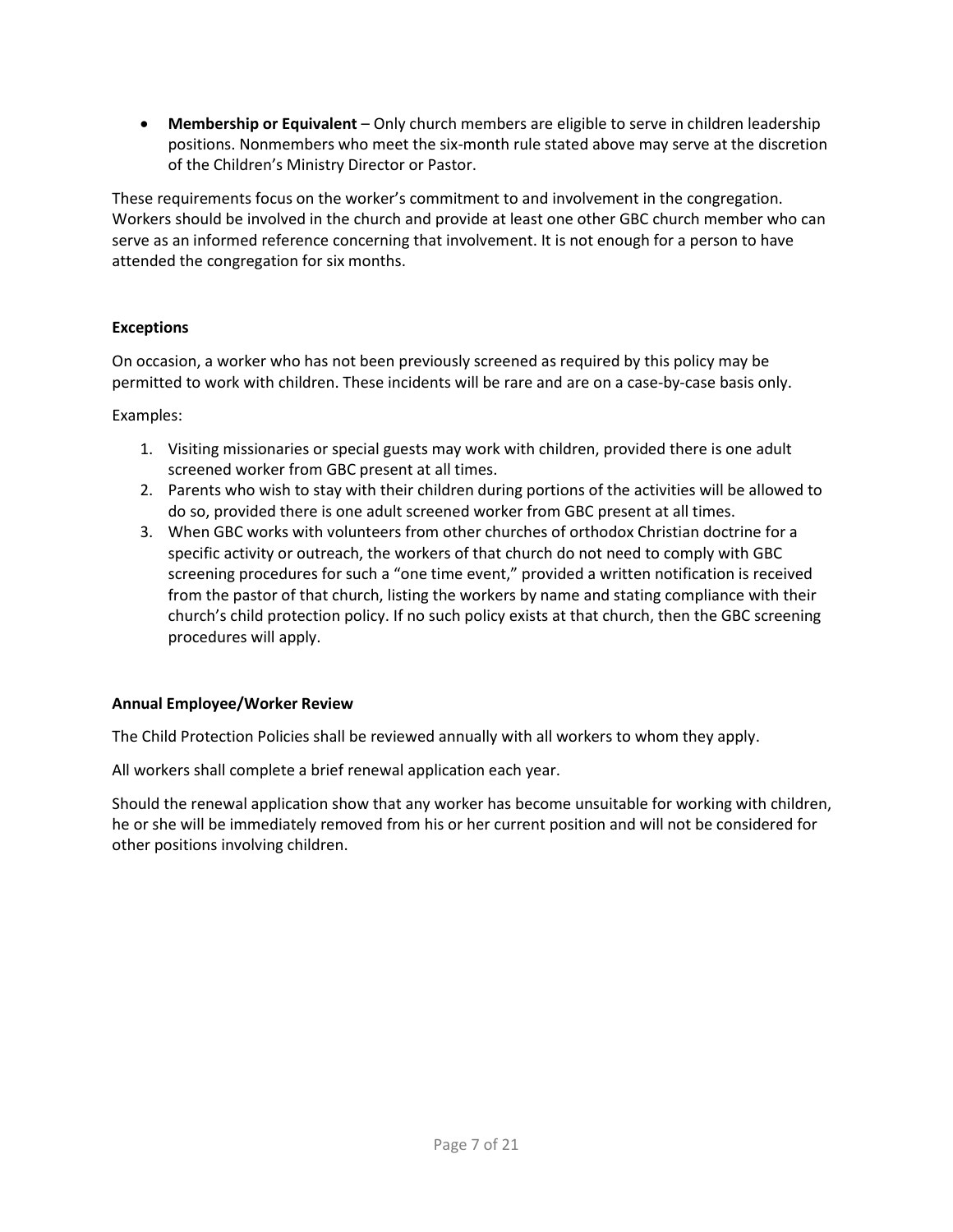- **Membership or Equivalent** – Only church members are eligible to serve in children leadership positions. Nonmembers who meet the six-month rule stated above may serve at the discretion of the Children's Ministry Director or Pastor.

These requirements focus on the worker's commitment to and involvement in the congregation. Workers should be involved in the church and provide at least one other GBC church member who can serve as an informed reference concerning that involvement. It is not enough for a person to have attended the congregation for six months.

### Exceptions

On occasion, a worker who has not been previously screened as required by this policy may be permitted to work with children. These incidents will be rare and are on a case-by-case basis only.

Examples:

1. Visiting missionaries or special guests may work with children, provided there is one adult screened worker from GBC present at all times.
2. Parents who wish to stay with their children during portions of the activities will be allowed to do so, provided there is one adult screened worker from GBC present at all times.
3. When GBC works with volunteers from other churches of orthodox Christian doctrine for a specific activity or outreach, the workers of that church do not need to comply with GBC screening procedures for such a "one time event," provided a written notification is received from the pastor of that church, listing the workers by name and stating compliance with their church's child protection policy. If no such policy exists at that church, then the GBC screening procedures will apply.

### Annual Employee/Worker Review

The Child Protection Policies shall be reviewed annually with all workers to whom they apply.

All workers shall complete a brief renewal application each year.

Should the renewal application show that any worker has become unsuitable for working with children, he or she will be immediately removed from his or her current position and will not be considered for other positions involving children.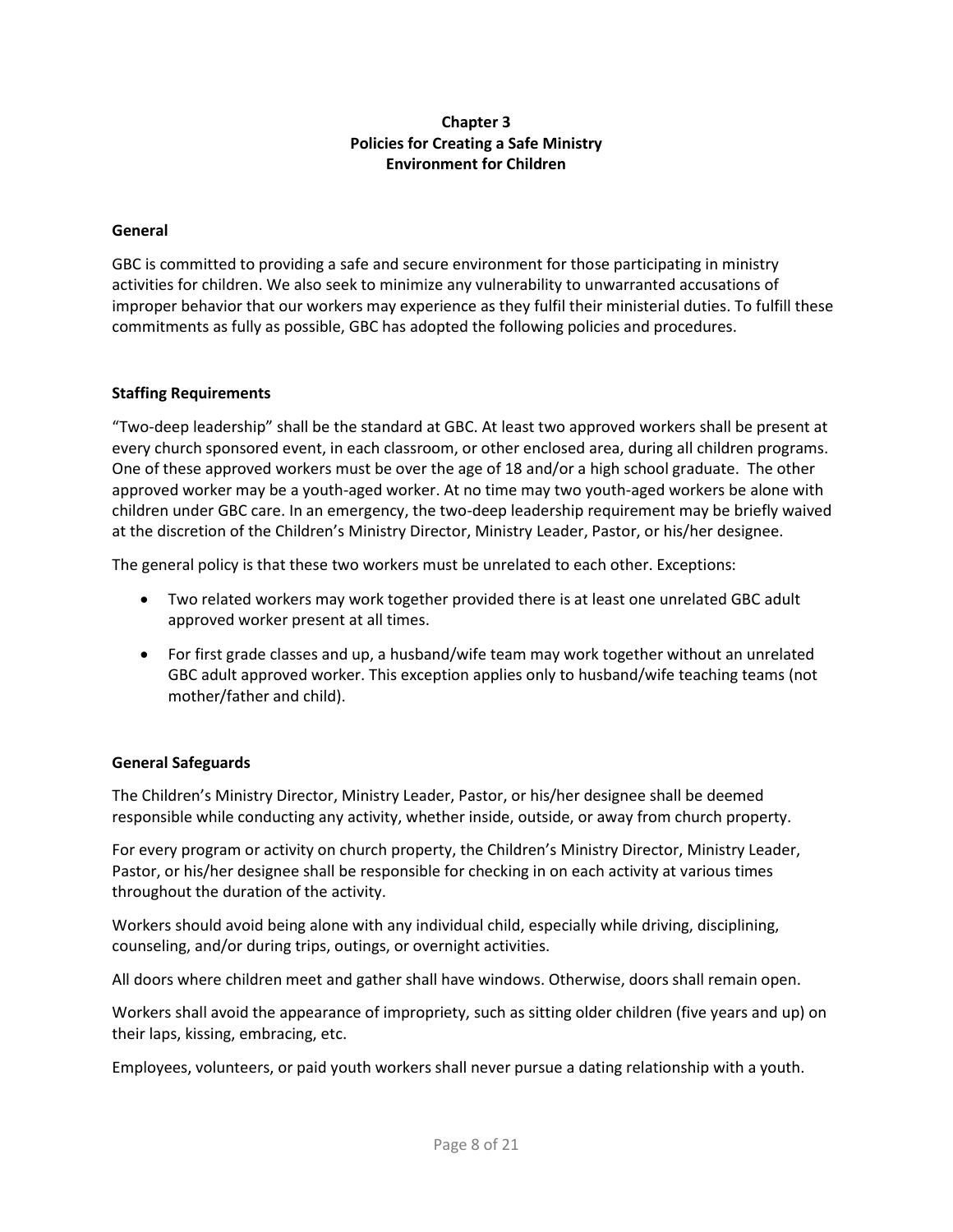# Chapter 3
# Policies for Creating a Safe Ministry Environment for Children

## General

GBC is committed to providing a safe and secure environment for those participating in ministry activities for children. We also seek to minimize any vulnerability to unwarranted accusations of improper behavior that our workers may experience as they fulfil their ministerial duties. To fulfill these commitments as fully as possible, GBC has adopted the following policies and procedures.

## Staffing Requirements

"Two-deep leadership" shall be the standard at GBC. At least two approved workers shall be present at every church sponsored event, in each classroom, or other enclosed area, during all children programs. One of these approved workers must be over the age of 18 and/or a high school graduate. The other approved worker may be a youth-aged worker. At no time may two youth-aged workers be alone with children under GBC care. In an emergency, the two-deep leadership requirement may be briefly waived at the discretion of the Children's Ministry Director, Ministry Leader, Pastor, or his/her designee.

The general policy is that these two workers must be unrelated to each other. Exceptions:

- Two related workers may work together provided there is at least one unrelated GBC adult approved worker present at all times.
- For first grade classes and up, a husband/wife team may work together without an unrelated GBC adult approved worker. This exception applies only to husband/wife teaching teams (not mother/father and child).

## General Safeguards

The Children's Ministry Director, Ministry Leader, Pastor, or his/her designee shall be deemed responsible while conducting any activity, whether inside, outside, or away from church property.

For every program or activity on church property, the Children's Ministry Director, Ministry Leader, Pastor, or his/her designee shall be responsible for checking in on each activity at various times throughout the duration of the activity.

Workers should avoid being alone with any individual child, especially while driving, disciplining, counseling, and/or during trips, outings, or overnight activities.

All doors where children meet and gather shall have windows. Otherwise, doors shall remain open.

Workers shall avoid the appearance of impropriety, such as sitting older children (five years and up) on their laps, kissing, embracing, etc.

Employees, volunteers, or paid youth workers shall never pursue a dating relationship with a youth.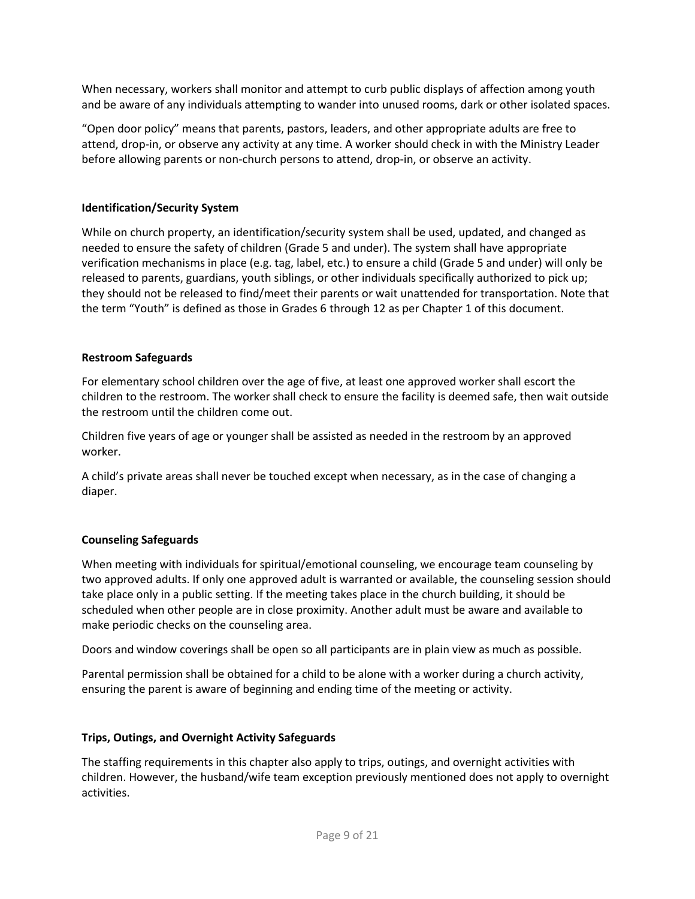When necessary, workers shall monitor and attempt to curb public displays of affection among youth and be aware of any individuals attempting to wander into unused rooms, dark or other isolated spaces.

"Open door policy" means that parents, pastors, leaders, and other appropriate adults are free to attend, drop-in, or observe any activity at any time. A worker should check in with the Ministry Leader before allowing parents or non-church persons to attend, drop-in, or observe an activity.

**Identification/Security System**

While on church property, an identification/security system shall be used, updated, and changed as needed to ensure the safety of children (Grade 5 and under). The system shall have appropriate verification mechanisms in place (e.g. tag, label, etc.) to ensure a child (Grade 5 and under) will only be released to parents, guardians, youth siblings, or other individuals specifically authorized to pick up; they should not be released to find/meet their parents or wait unattended for transportation. Note that the term "Youth" is defined as those in Grades 6 through 12 as per Chapter 1 of this document.

**Restroom Safeguards**

For elementary school children over the age of five, at least one approved worker shall escort the children to the restroom. The worker shall check to ensure the facility is deemed safe, then wait outside the restroom until the children come out.

Children five years of age or younger shall be assisted as needed in the restroom by an approved worker.

A child's private areas shall never be touched except when necessary, as in the case of changing a diaper.

**Counseling Safeguards**

When meeting with individuals for spiritual/emotional counseling, we encourage team counseling by two approved adults. If only one approved adult is warranted or available, the counseling session should take place only in a public setting. If the meeting takes place in the church building, it should be scheduled when other people are in close proximity. Another adult must be aware and available to make periodic checks on the counseling area.

Doors and window coverings shall be open so all participants are in plain view as much as possible.

Parental permission shall be obtained for a child to be alone with a worker during a church activity, ensuring the parent is aware of beginning and ending time of the meeting or activity.

**Trips, Outings, and Overnight Activity Safeguards**

The staffing requirements in this chapter also apply to trips, outings, and overnight activities with children. However, the husband/wife team exception previously mentioned does not apply to overnight activities.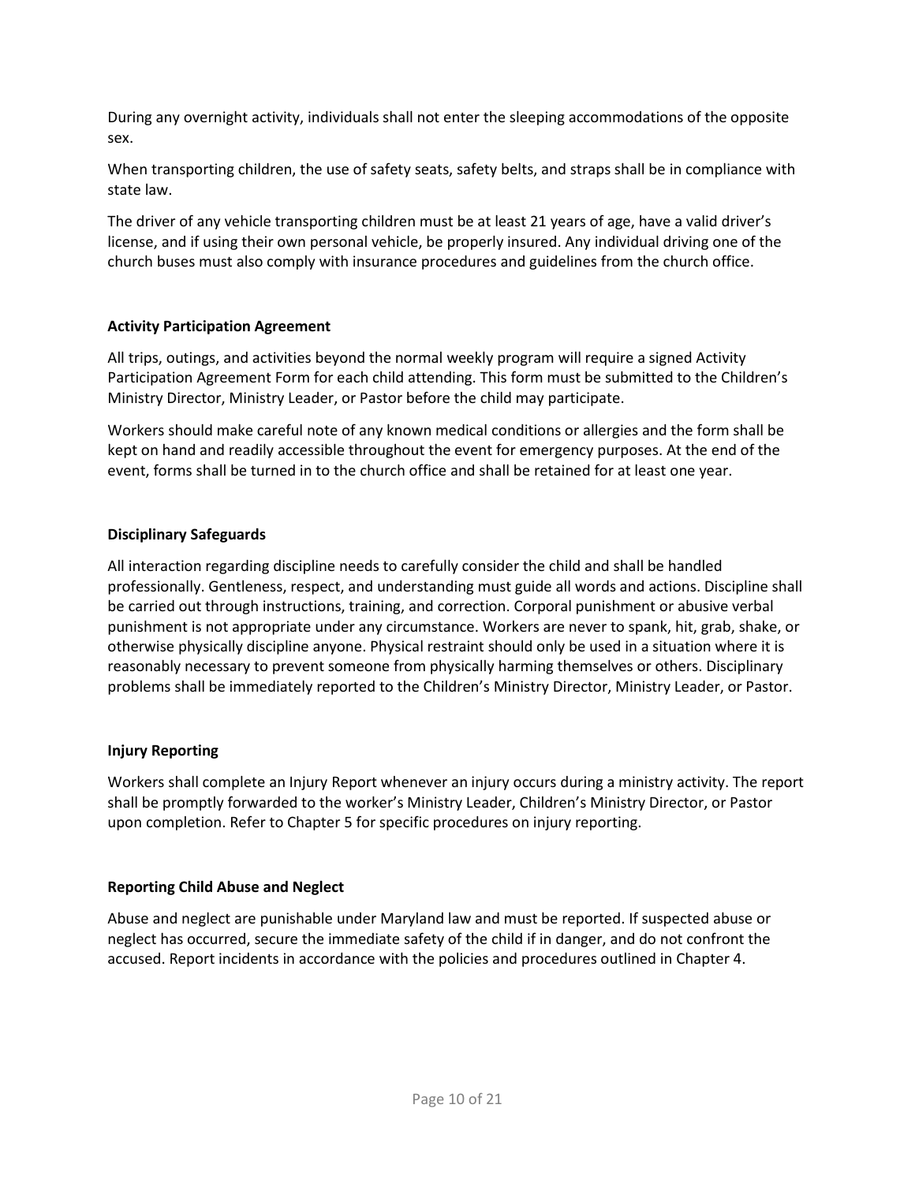During any overnight activity, individuals shall not enter the sleeping accommodations of the opposite sex.

When transporting children, the use of safety seats, safety belts, and straps shall be in compliance with state law.

The driver of any vehicle transporting children must be at least 21 years of age, have a valid driver's license, and if using their own personal vehicle, be properly insured. Any individual driving one of the church buses must also comply with insurance procedures and guidelines from the church office.

**Activity Participation Agreement**

All trips, outings, and activities beyond the normal weekly program will require a signed Activity Participation Agreement Form for each child attending. This form must be submitted to the Children's Ministry Director, Ministry Leader, or Pastor before the child may participate.

Workers should make careful note of any known medical conditions or allergies and the form shall be kept on hand and readily accessible throughout the event for emergency purposes. At the end of the event, forms shall be turned in to the church office and shall be retained for at least one year.

**Disciplinary Safeguards**

All interaction regarding discipline needs to carefully consider the child and shall be handled professionally. Gentleness, respect, and understanding must guide all words and actions. Discipline shall be carried out through instructions, training, and correction. Corporal punishment or abusive verbal punishment is not appropriate under any circumstance. Workers are never to spank, hit, grab, shake, or otherwise physically discipline anyone. Physical restraint should only be used in a situation where it is reasonably necessary to prevent someone from physically harming themselves or others. Disciplinary problems shall be immediately reported to the Children's Ministry Director, Ministry Leader, or Pastor.

**Injury Reporting**

Workers shall complete an Injury Report whenever an injury occurs during a ministry activity. The report shall be promptly forwarded to the worker's Ministry Leader, Children's Ministry Director, or Pastor upon completion. Refer to Chapter 5 for specific procedures on injury reporting.

**Reporting Child Abuse and Neglect**

Abuse and neglect are punishable under Maryland law and must be reported. If suspected abuse or neglect has occurred, secure the immediate safety of the child if in danger, and do not confront the accused. Report incidents in accordance with the policies and procedures outlined in Chapter 4.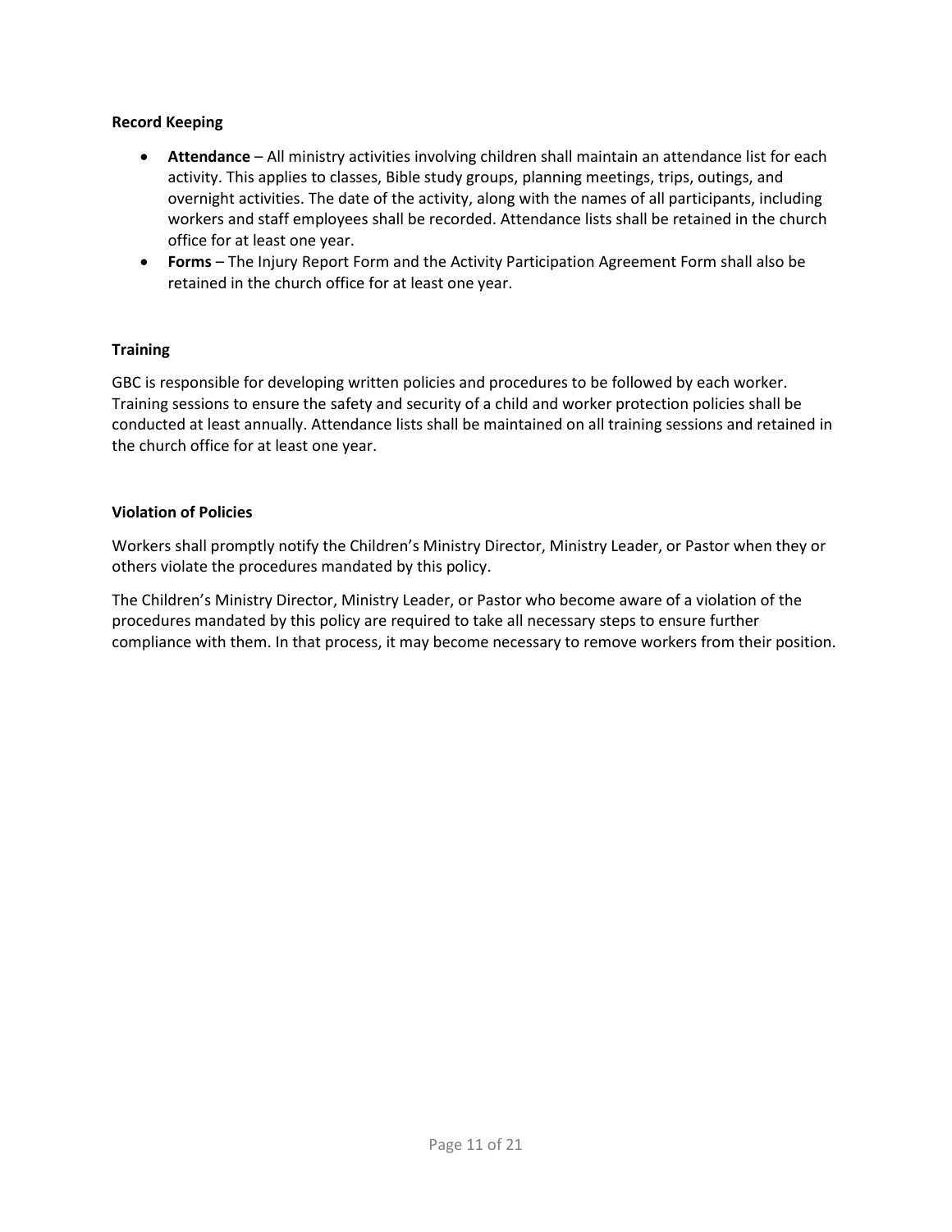**Record Keeping**

- **Attendance** – All ministry activities involving children shall maintain an attendance list for each activity. This applies to classes, Bible study groups, planning meetings, trips, outings, and overnight activities. The date of the activity, along with the names of all participants, including workers and staff employees shall be recorded. Attendance lists shall be retained in the church office for at least one year.
- **Forms** – The Injury Report Form and the Activity Participation Agreement Form shall also be retained in the church office for at least one year.

**Training**

GBC is responsible for developing written policies and procedures to be followed by each worker. Training sessions to ensure the safety and security of a child and worker protection policies shall be conducted at least annually. Attendance lists shall be maintained on all training sessions and retained in the church office for at least one year.

**Violation of Policies**

Workers shall promptly notify the Children's Ministry Director, Ministry Leader, or Pastor when they or others violate the procedures mandated by this policy.

The Children's Ministry Director, Ministry Leader, or Pastor who become aware of a violation of the procedures mandated by this policy are required to take all necessary steps to ensure further compliance with them. In that process, it may become necessary to remove workers from their position.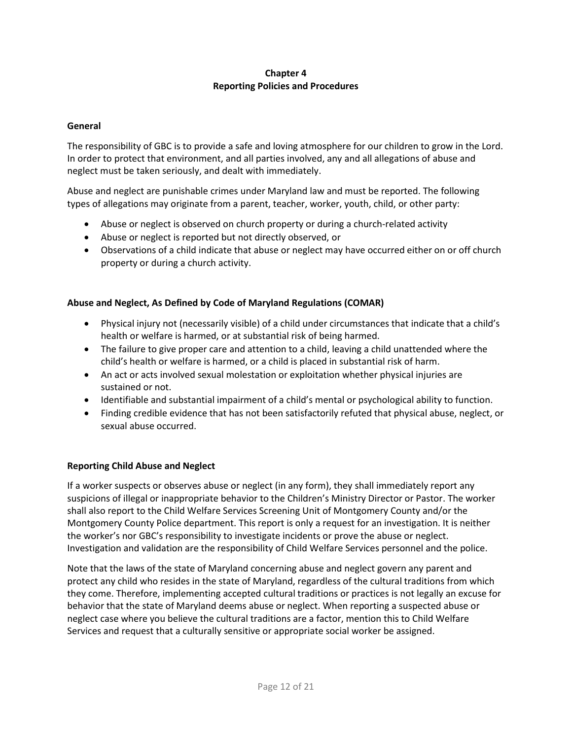# Chapter 4
# Reporting Policies and Procedures

### General

The responsibility of GBC is to provide a safe and loving atmosphere for our children to grow in the Lord. In order to protect that environment, and all parties involved, any and all allegations of abuse and neglect must be taken seriously, and dealt with immediately.

Abuse and neglect are punishable crimes under Maryland law and must be reported. The following types of allegations may originate from a parent, teacher, worker, youth, child, or other party:

- Abuse or neglect is observed on church property or during a church-related activity
- Abuse or neglect is reported but not directly observed, or
- Observations of a child indicate that abuse or neglect may have occurred either on or off church property or during a church activity.

### Abuse and Neglect, As Defined by Code of Maryland Regulations (COMAR)

- Physical injury not (necessarily visible) of a child under circumstances that indicate that a child's health or welfare is harmed, or at substantial risk of being harmed.
- The failure to give proper care and attention to a child, leaving a child unattended where the child's health or welfare is harmed, or a child is placed in substantial risk of harm.
- An act or acts involved sexual molestation or exploitation whether physical injuries are sustained or not.
- Identifiable and substantial impairment of a child's mental or psychological ability to function.
- Finding credible evidence that has not been satisfactorily refuted that physical abuse, neglect, or sexual abuse occurred.

### Reporting Child Abuse and Neglect

If a worker suspects or observes abuse or neglect (in any form), they shall immediately report any suspicions of illegal or inappropriate behavior to the Children's Ministry Director or Pastor. The worker shall also report to the Child Welfare Services Screening Unit of Montgomery County and/or the Montgomery County Police department. This report is only a request for an investigation. It is neither the worker's nor GBC's responsibility to investigate incidents or prove the abuse or neglect. Investigation and validation are the responsibility of Child Welfare Services personnel and the police.

Note that the laws of the state of Maryland concerning abuse and neglect govern any parent and protect any child who resides in the state of Maryland, regardless of the cultural traditions from which they come. Therefore, implementing accepted cultural traditions or practices is not legally an excuse for behavior that the state of Maryland deems abuse or neglect. When reporting a suspected abuse or neglect case where you believe the cultural traditions are a factor, mention this to Child Welfare Services and request that a culturally sensitive or appropriate social worker be assigned.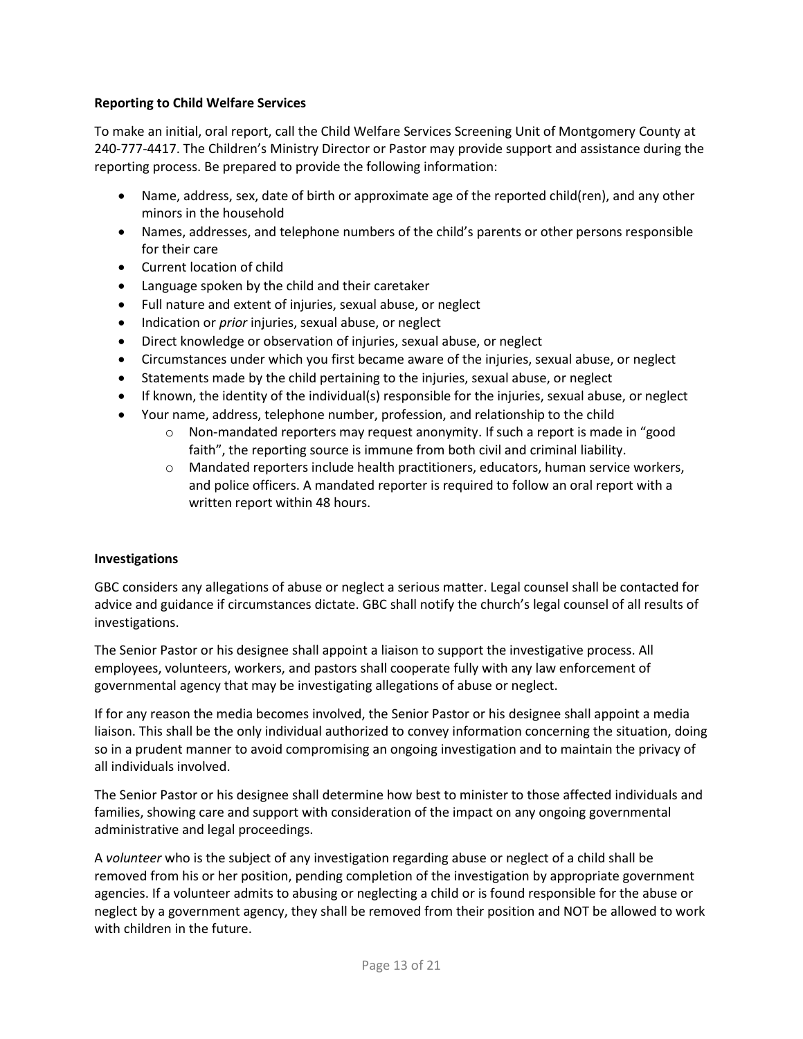**Reporting to Child Welfare Services**

To make an initial, oral report, call the Child Welfare Services Screening Unit of Montgomery County at 240-777-4417. The Children's Ministry Director or Pastor may provide support and assistance during the reporting process. Be prepared to provide the following information:

- Name, address, sex, date of birth or approximate age of the reported child(ren), and any other minors in the household
- Names, addresses, and telephone numbers of the child's parents or other persons responsible for their care
- Current location of child
- Language spoken by the child and their caretaker
- Full nature and extent of injuries, sexual abuse, or neglect
- Indication or *prior* injuries, sexual abuse, or neglect
- Direct knowledge or observation of injuries, sexual abuse, or neglect
- Circumstances under which you first became aware of the injuries, sexual abuse, or neglect
- Statements made by the child pertaining to the injuries, sexual abuse, or neglect
- If known, the identity of the individual(s) responsible for the injuries, sexual abuse, or neglect
- Your name, address, telephone number, profession, and relationship to the child
    - Non-mandated reporters may request anonymity. If such a report is made in "good faith", the reporting source is immune from both civil and criminal liability.
    - Mandated reporters include health practitioners, educators, human service workers, and police officers. A mandated reporter is required to follow an oral report with a written report within 48 hours.

**Investigations**

GBC considers any allegations of abuse or neglect a serious matter. Legal counsel shall be contacted for advice and guidance if circumstances dictate. GBC shall notify the church's legal counsel of all results of investigations.

The Senior Pastor or his designee shall appoint a liaison to support the investigative process. All employees, volunteers, workers, and pastors shall cooperate fully with any law enforcement of governmental agency that may be investigating allegations of abuse or neglect.

If for any reason the media becomes involved, the Senior Pastor or his designee shall appoint a media liaison. This shall be the only individual authorized to convey information concerning the situation, doing so in a prudent manner to avoid compromising an ongoing investigation and to maintain the privacy of all individuals involved.

The Senior Pastor or his designee shall determine how best to minister to those affected individuals and families, showing care and support with consideration of the impact on any ongoing governmental administrative and legal proceedings.

A *volunteer* who is the subject of any investigation regarding abuse or neglect of a child shall be removed from his or her position, pending completion of the investigation by appropriate government agencies. If a volunteer admits to abusing or neglecting a child or is found responsible for the abuse or neglect by a government agency, they shall be removed from their position and NOT be allowed to work with children in the future.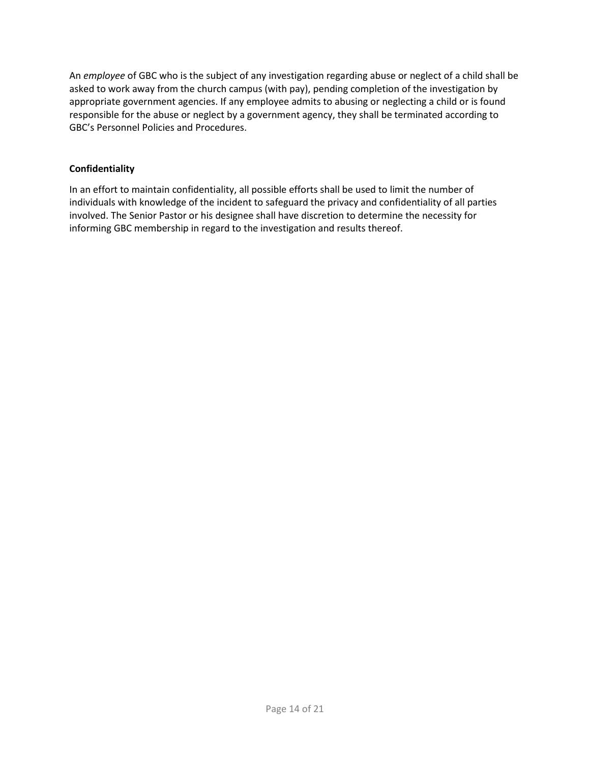An *employee* of GBC who is the subject of any investigation regarding abuse or neglect of a child shall be asked to work away from the church campus (with pay), pending completion of the investigation by appropriate government agencies. If any employee admits to abusing or neglecting a child or is found responsible for the abuse or neglect by a government agency, they shall be terminated according to GBC's Personnel Policies and Procedures.

**Confidentiality**

In an effort to maintain confidentiality, all possible efforts shall be used to limit the number of individuals with knowledge of the incident to safeguard the privacy and confidentiality of all parties involved. The Senior Pastor or his designee shall have discretion to determine the necessity for informing GBC membership in regard to the investigation and results thereof.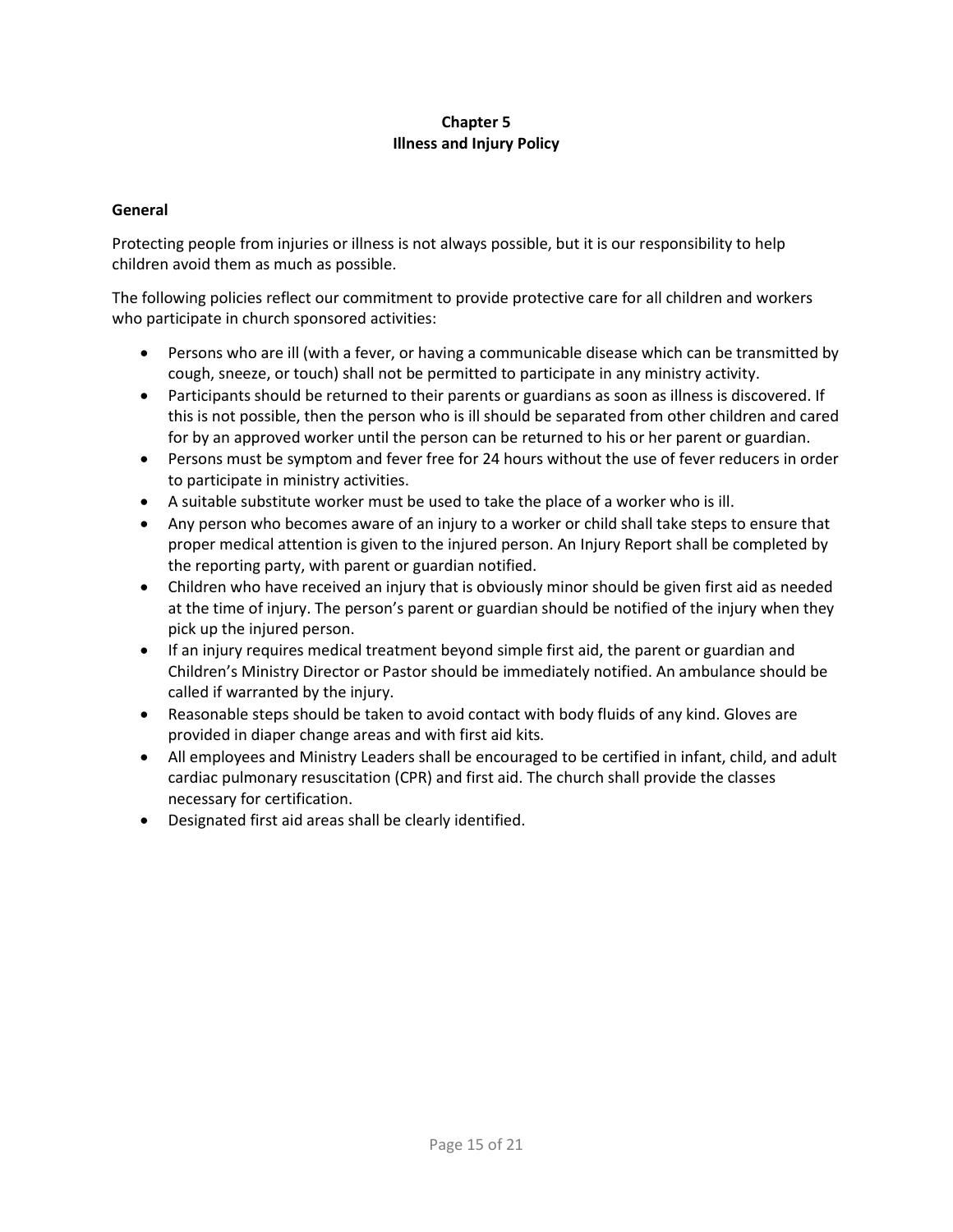# Chapter 5
# Illness and Injury Policy

### General

Protecting people from injuries or illness is not always possible, but it is our responsibility to help children avoid them as much as possible.

The following policies reflect our commitment to provide protective care for all children and workers who participate in church sponsored activities:

- Persons who are ill (with a fever, or having a communicable disease which can be transmitted by cough, sneeze, or touch) shall not be permitted to participate in any ministry activity.
- Participants should be returned to their parents or guardians as soon as illness is discovered. If this is not possible, then the person who is ill should be separated from other children and cared for by an approved worker until the person can be returned to his or her parent or guardian.
- Persons must be symptom and fever free for 24 hours without the use of fever reducers in order to participate in ministry activities.
- A suitable substitute worker must be used to take the place of a worker who is ill.
- Any person who becomes aware of an injury to a worker or child shall take steps to ensure that proper medical attention is given to the injured person. An Injury Report shall be completed by the reporting party, with parent or guardian notified.
- Children who have received an injury that is obviously minor should be given first aid as needed at the time of injury. The person's parent or guardian should be notified of the injury when they pick up the injured person.
- If an injury requires medical treatment beyond simple first aid, the parent or guardian and Children's Ministry Director or Pastor should be immediately notified. An ambulance should be called if warranted by the injury.
- Reasonable steps should be taken to avoid contact with body fluids of any kind. Gloves are provided in diaper change areas and with first aid kits.
- All employees and Ministry Leaders shall be encouraged to be certified in infant, child, and adult cardiac pulmonary resuscitation (CPR) and first aid. The church shall provide the classes necessary for certification.
- Designated first aid areas shall be clearly identified.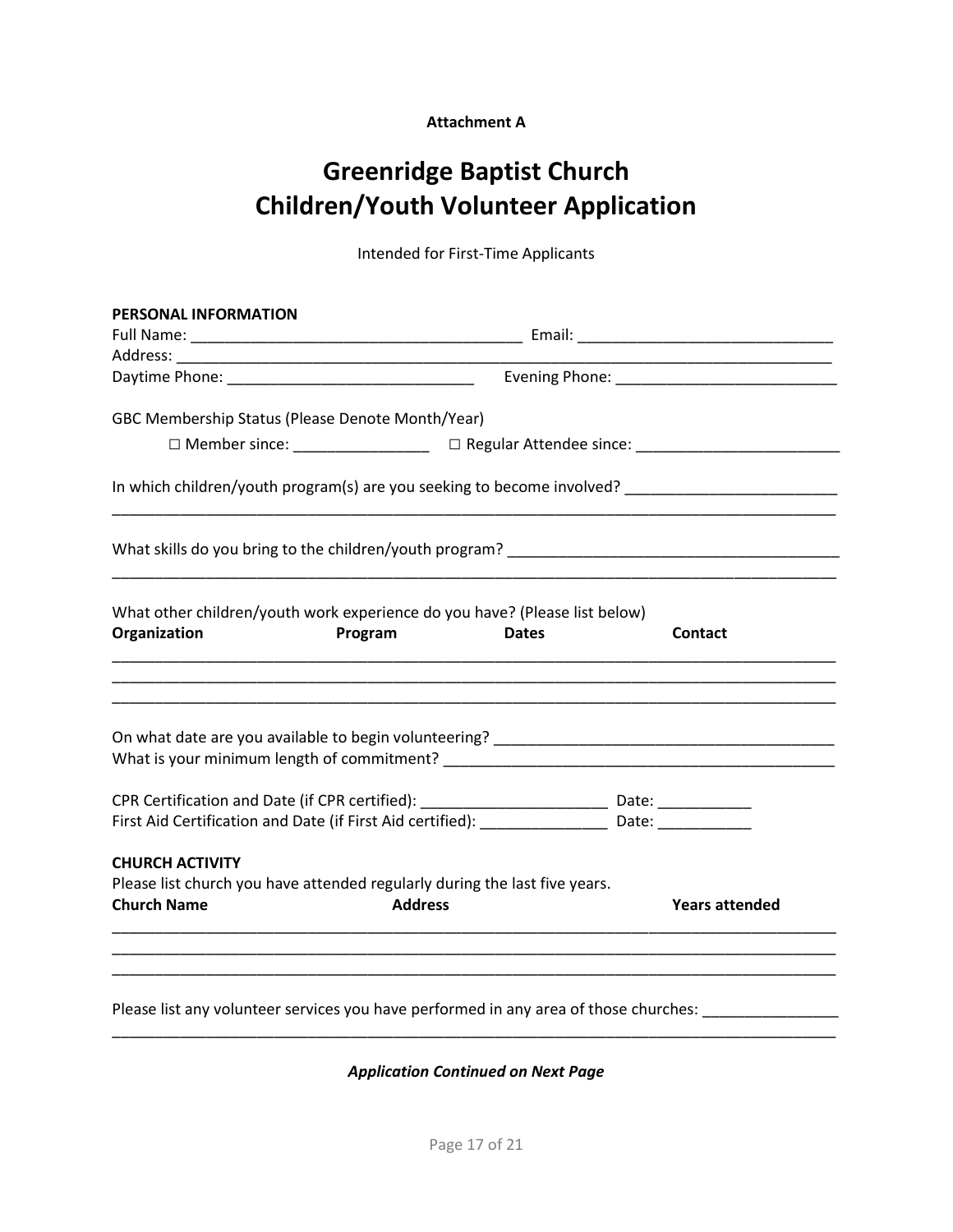**Attachment A**

# Greenridge Baptist Church
# Children/Youth Volunteer Application

Intended for First-Time Applicants

**PERSONAL INFORMATION**

Full Name: _______________________________________ Email: ______________________________

Address: _______________________________________________________________________________

Daytime Phone: _____________________________ Evening Phone: __________________________

GBC Membership Status (Please Denote Month/Year)

☐ Member since: ________________ ☐ Regular Attendee since: ________________________

In which children/youth program(s) are you seeking to become involved? ________________________

_________________________________________________________________________________________

What skills do you bring to the children/youth program? ______________________________________

_________________________________________________________________________________________

What other children/youth work experience do you have? (Please list below)

| Organization | Program | Dates | Contact |
| --- | --- | --- | --- |
| | | | |
| | | | |
| | | | |

On what date are you available to begin volunteering? _______________________________________

What is your minimum length of commitment? _____________________________________________

CPR Certification and Date (if CPR certified): ______________________ Date: ___________

First Aid Certification and Date (if First Aid certified): _______________ Date: ___________

**CHURCH ACTIVITY**

Please list church you have attended regularly during the last five years.

| Church Name | Address | Years attended |
| --- | --- | --- |
| | | |
| | | |
| | | |

Please list any volunteer services you have performed in any area of those churches: _______________

_________________________________________________________________________________________

***Application Continued on Next Page***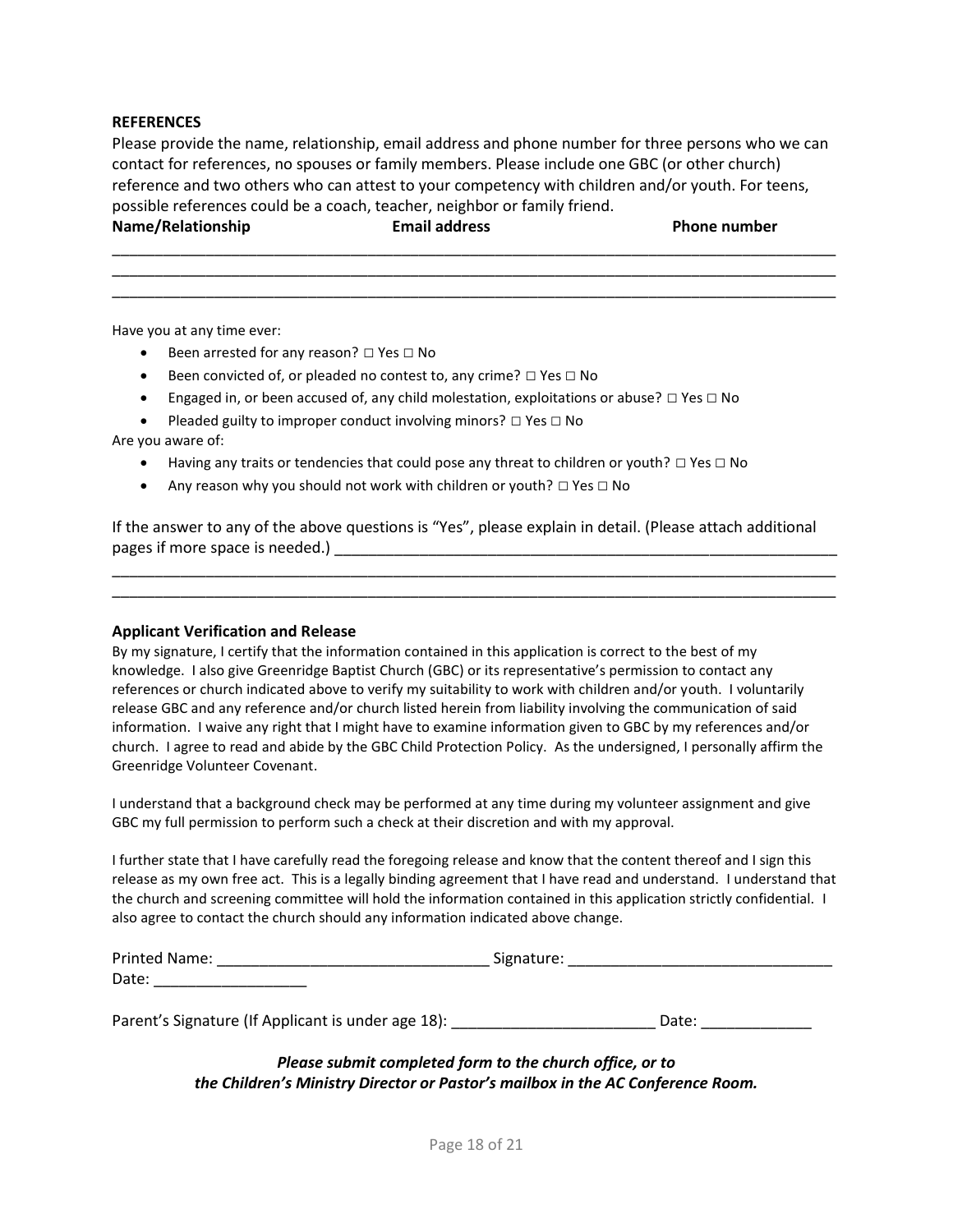**REFERENCES**

Please provide the name, relationship, email address and phone number for three persons who we can contact for references, no spouses or family members. Please include one GBC (or other church) reference and two others who can attest to your competency with children and/or youth. For teens, possible references could be a coach, teacher, neighbor or family friend.

**Name/Relationship** **Email address** **Phone number**

\_\_\_\_\_\_\_\_\_\_\_\_\_\_\_\_\_\_\_\_\_\_\_\_\_\_\_\_\_\_\_\_\_\_\_\_\_\_\_\_\_\_\_\_\_\_\_\_\_\_\_\_\_\_\_\_\_\_\_\_\_\_\_\_\_\_\_\_\_\_\_\_\_\_\_\_\_\_\_\_\_\_\_\_

\_\_\_\_\_\_\_\_\_\_\_\_\_\_\_\_\_\_\_\_\_\_\_\_\_\_\_\_\_\_\_\_\_\_\_\_\_\_\_\_\_\_\_\_\_\_\_\_\_\_\_\_\_\_\_\_\_\_\_\_\_\_\_\_\_\_\_\_\_\_\_\_\_\_\_\_\_\_\_\_\_\_\_\_

\_\_\_\_\_\_\_\_\_\_\_\_\_\_\_\_\_\_\_\_\_\_\_\_\_\_\_\_\_\_\_\_\_\_\_\_\_\_\_\_\_\_\_\_\_\_\_\_\_\_\_\_\_\_\_\_\_\_\_\_\_\_\_\_\_\_\_\_\_\_\_\_\_\_\_\_\_\_\_\_\_\_\_\_

Have you at any time ever:

- Been arrested for any reason? □ Yes □ No
- Been convicted of, or pleaded no contest to, any crime? □ Yes □ No
- Engaged in, or been accused of, any child molestation, exploitations or abuse? □ Yes □ No
- Pleaded guilty to improper conduct involving minors? □ Yes □ No

Are you aware of:

- Having any traits or tendencies that could pose any threat to children or youth? □ Yes □ No
- Any reason why you should not work with children or youth? □ Yes □ No

If the answer to any of the above questions is "Yes", please explain in detail. (Please attach additional pages if more space is needed.) \_\_\_\_\_\_\_\_\_\_\_\_\_\_\_\_\_\_\_\_\_\_\_\_\_\_\_\_\_\_\_\_\_\_\_\_\_\_\_\_\_\_\_\_\_\_\_\_\_\_\_\_\_\_\_\_\_\_

\_\_\_\_\_\_\_\_\_\_\_\_\_\_\_\_\_\_\_\_\_\_\_\_\_\_\_\_\_\_\_\_\_\_\_\_\_\_\_\_\_\_\_\_\_\_\_\_\_\_\_\_\_\_\_\_\_\_\_\_\_\_\_\_\_\_\_\_\_\_\_\_\_\_\_\_\_\_\_\_\_\_\_\_

\_\_\_\_\_\_\_\_\_\_\_\_\_\_\_\_\_\_\_\_\_\_\_\_\_\_\_\_\_\_\_\_\_\_\_\_\_\_\_\_\_\_\_\_\_\_\_\_\_\_\_\_\_\_\_\_\_\_\_\_\_\_\_\_\_\_\_\_\_\_\_\_\_\_\_\_\_\_\_\_\_\_\_\_

**Applicant Verification and Release**

By my signature, I certify that the information contained in this application is correct to the best of my knowledge. I also give Greenridge Baptist Church (GBC) or its representative's permission to contact any references or church indicated above to verify my suitability to work with children and/or youth. I voluntarily release GBC and any reference and/or church listed herein from liability involving the communication of said information. I waive any right that I might have to examine information given to GBC by my references and/or church. I agree to read and abide by the GBC Child Protection Policy. As the undersigned, I personally affirm the Greenridge Volunteer Covenant.

I understand that a background check may be performed at any time during my volunteer assignment and give GBC my full permission to perform such a check at their discretion and with my approval.

I further state that I have carefully read the foregoing release and know that the content thereof and I sign this release as my own free act. This is a legally binding agreement that I have read and understand. I understand that the church and screening committee will hold the information contained in this application strictly confidential. I also agree to contact the church should any information indicated above change.

Printed Name: \_\_\_\_\_\_\_\_\_\_\_\_\_\_\_\_\_\_\_\_\_\_\_\_\_\_\_\_\_\_\_\_ Signature: \_\_\_\_\_\_\_\_\_\_\_\_\_\_\_\_\_\_\_\_\_\_\_\_\_\_\_\_\_\_\_

Date: \_\_\_\_\_\_\_\_\_\_\_\_\_\_\_\_\_\_

Parent's Signature (If Applicant is under age 18): \_\_\_\_\_\_\_\_\_\_\_\_\_\_\_\_\_\_\_\_\_\_\_\_ Date: \_\_\_\_\_\_\_\_\_\_\_\_\_

***Please submit completed form to the church office, or to the Children's Ministry Director or Pastor's mailbox in the AC Conference Room.***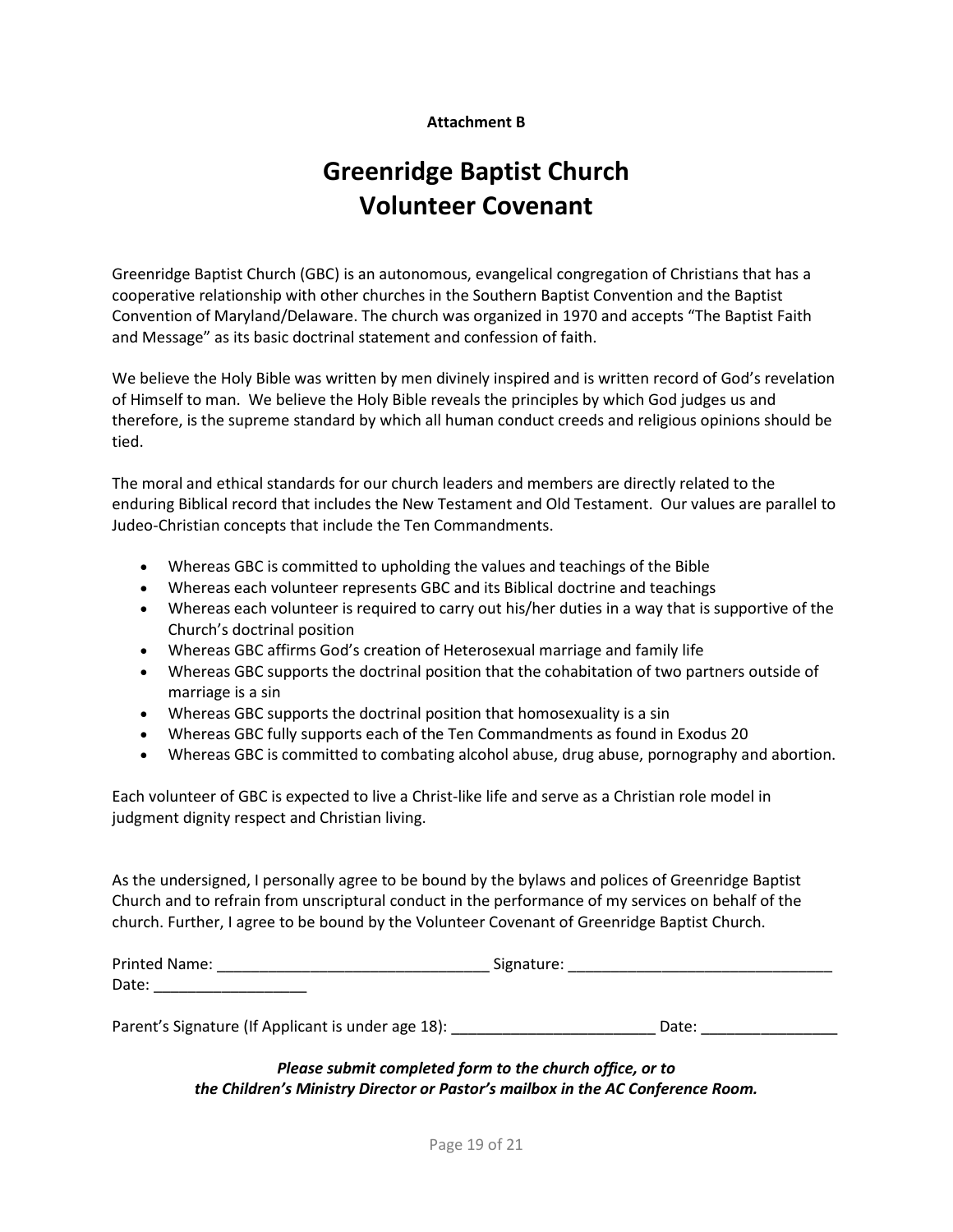**Attachment B**

# Greenridge Baptist Church
# Volunteer Covenant

Greenridge Baptist Church (GBC) is an autonomous, evangelical congregation of Christians that has a cooperative relationship with other churches in the Southern Baptist Convention and the Baptist Convention of Maryland/Delaware. The church was organized in 1970 and accepts "The Baptist Faith and Message" as its basic doctrinal statement and confession of faith.

We believe the Holy Bible was written by men divinely inspired and is written record of God's revelation of Himself to man. We believe the Holy Bible reveals the principles by which God judges us and therefore, is the supreme standard by which all human conduct creeds and religious opinions should be tied.

The moral and ethical standards for our church leaders and members are directly related to the enduring Biblical record that includes the New Testament and Old Testament. Our values are parallel to Judeo-Christian concepts that include the Ten Commandments.

- Whereas GBC is committed to upholding the values and teachings of the Bible
- Whereas each volunteer represents GBC and its Biblical doctrine and teachings
- Whereas each volunteer is required to carry out his/her duties in a way that is supportive of the Church's doctrinal position
- Whereas GBC affirms God's creation of Heterosexual marriage and family life
- Whereas GBC supports the doctrinal position that the cohabitation of two partners outside of marriage is a sin
- Whereas GBC supports the doctrinal position that homosexuality is a sin
- Whereas GBC fully supports each of the Ten Commandments as found in Exodus 20
- Whereas GBC is committed to combating alcohol abuse, drug abuse, pornography and abortion.

Each volunteer of GBC is expected to live a Christ-like life and serve as a Christian role model in judgment dignity respect and Christian living.

As the undersigned, I personally agree to be bound by the bylaws and polices of Greenridge Baptist Church and to refrain from unscriptural conduct in the performance of my services on behalf of the church. Further, I agree to be bound by the Volunteer Covenant of Greenridge Baptist Church.

Printed Name: ________________________________ Signature: ________________________________
Date: __________________

Parent's Signature (If Applicant is under age 18): ________________________ Date: ________________

***Please submit completed form to the church office, or to***
***the Children's Ministry Director or Pastor's mailbox in the AC Conference Room.***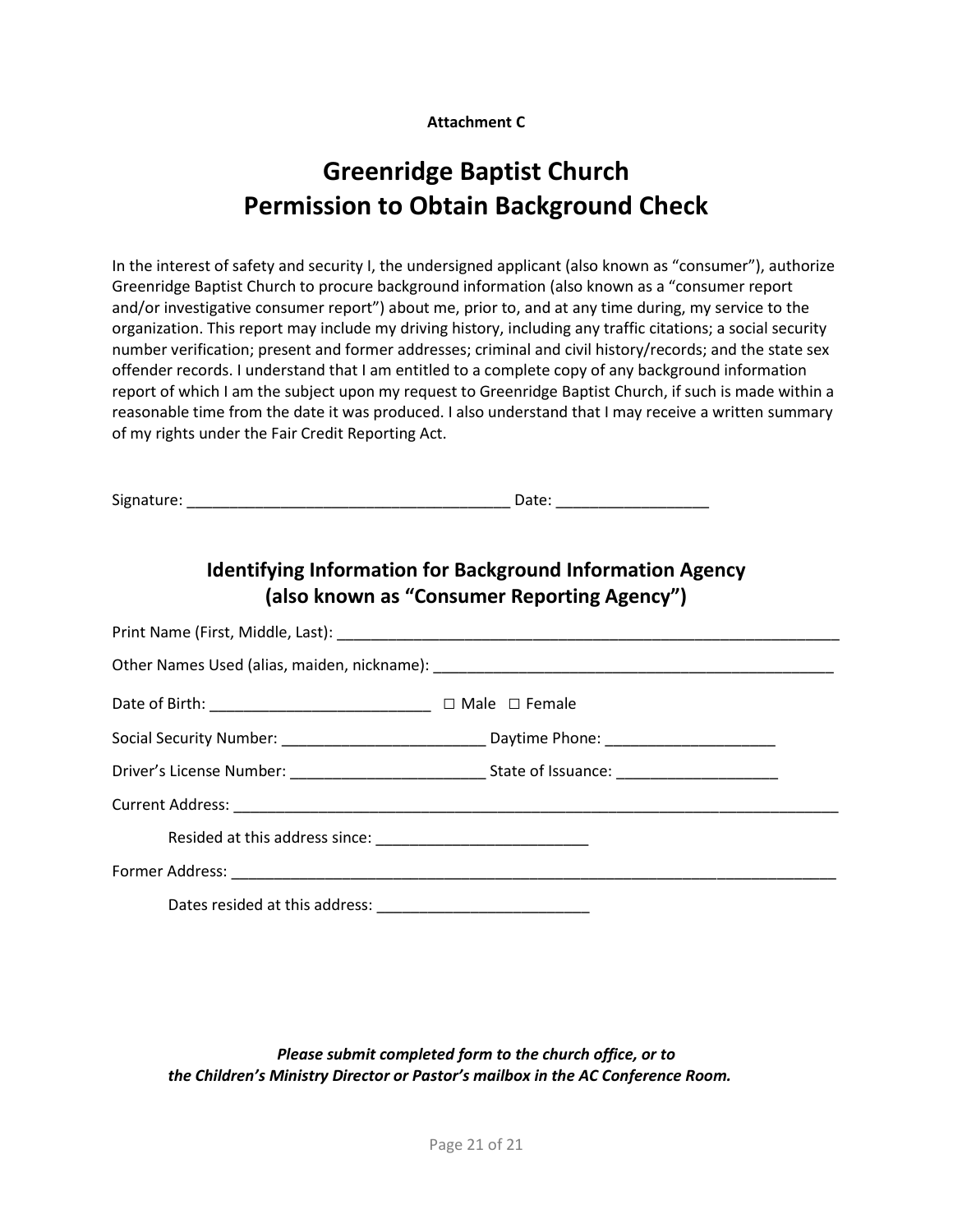**Attachment C**

# Greenridge Baptist Church
# Permission to Obtain Background Check

In the interest of safety and security I, the undersigned applicant (also known as "consumer"), authorize Greenridge Baptist Church to procure background information (also known as a "consumer report and/or investigative consumer report") about me, prior to, and at any time during, my service to the organization. This report may include my driving history, including any traffic citations; a social security number verification; present and former addresses; criminal and civil history/records; and the state sex offender records. I understand that I am entitled to a complete copy of any background information report of which I am the subject upon my request to Greenridge Baptist Church, if such is made within a reasonable time from the date it was produced. I also understand that I may receive a written summary of my rights under the Fair Credit Reporting Act.

Signature: ______________________________________ Date: __________________

## Identifying Information for Background Information Agency (also known as "Consumer Reporting Agency")

Print Name (First, Middle, Last): ______________________________________________________________

Other Names Used (alias, maiden, nickname): ________________________________________________

Date of Birth: __________________________ ☐ Male ☐ Female

Social Security Number: ________________________ Daytime Phone: ____________________

Driver's License Number: _______________________ State of Issuance: ___________________

Current Address: __________________________________________________________________________

Resided at this address since: _________________________

Former Address: __________________________________________________________________________

Dates resided at this address: _________________________

***Please submit completed form to the church office, or to the Children's Ministry Director or Pastor's mailbox in the AC Conference Room.***